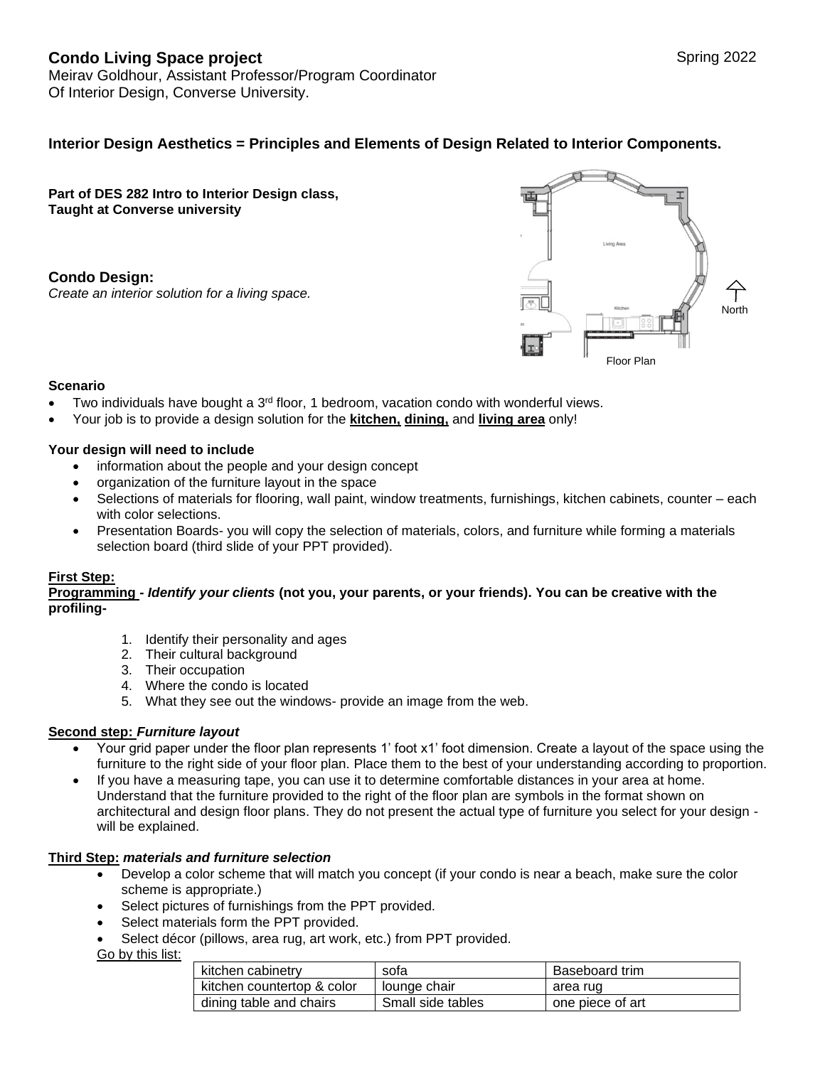# Condo Living Space project

Spring 2022

Meirav Goldhour, Assistant Professor/Program Coordinator
Of Interior Design, Converse University.

## Interior Design Aesthetics = Principles and Elements of Design Related to Interior Components.

**Part of DES 282 Intro to Interior Design class, Taught at Converse university**

### Condo Design:

*Create an interior solution for a living space.*

Living Area

Kitchen

North

Floor Plan

**Scenario**

- Two individuals have bought a 3rd floor, 1 bedroom, vacation condo with wonderful views.
- Your job is to provide a design solution for the **kitchen,** **dining,** and **living area** only!

**Your design will need to include**

- information about the people and your design concept
- organization of the furniture layout in the space
- Selections of materials for flooring, wall paint, window treatments, furnishings, kitchen cabinets, counter – each with color selections.
- Presentation Boards- you will copy the selection of materials, colors, and furniture while forming a materials selection board (third slide of your PPT provided).

**First Step:**

**Programming - *Identify your clients* (not you, your parents, or your friends). You can be creative with the profiling-**

1. Identify their personality and ages
2. Their cultural background
3. Their occupation
4. Where the condo is located
5. What they see out the windows- provide an image from the web.

**Second step: *Furniture layout***

- Your grid paper under the floor plan represents 1' foot x1' foot dimension. Create a layout of the space using the furniture to the right side of your floor plan. Place them to the best of your understanding according to proportion.
- If you have a measuring tape, you can use it to determine comfortable distances in your area at home. Understand that the furniture provided to the right of the floor plan are symbols in the format shown on architectural and design floor plans. They do not present the actual type of furniture you select for your design - will be explained.

**Third Step: *materials and furniture selection***

- Develop a color scheme that will match you concept (if your condo is near a beach, make sure the color scheme is appropriate.)
- Select pictures of furnishings from the PPT provided.
- Select materials form the PPT provided.
- Select décor (pillows, area rug, art work, etc.) from PPT provided.

Go by this list:

| kitchen cabinetry | sofa | Baseboard trim |
|---|---|---|
| kitchen countertop & color | lounge chair | area rug |
| dining table and chairs | Small side tables | one piece of art |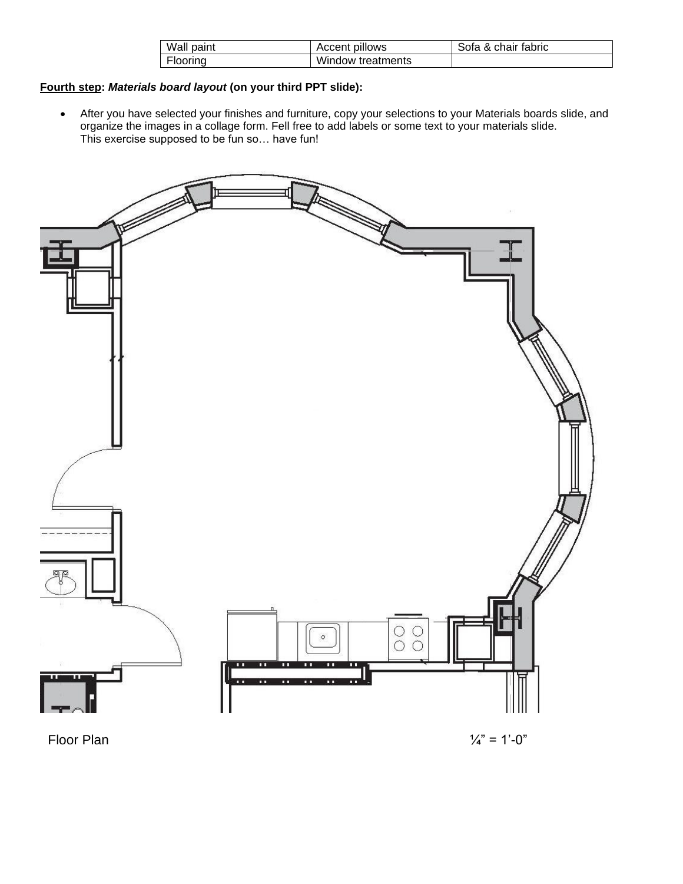| | | |
|---|---|---|
| Wall paint | Accent pillows | Sofa & chair fabric |
| Flooring | Window treatments | |

**Fourth step: *Materials board layout* (on your third PPT slide):**

- After you have selected your finishes and furniture, copy your selections to your Materials boards slide, and organize the images in a collage form. Fell free to add labels or some text to your materials slide. This exercise supposed to be fun so… have fun!

Floor Plan

¼” = 1’-0”